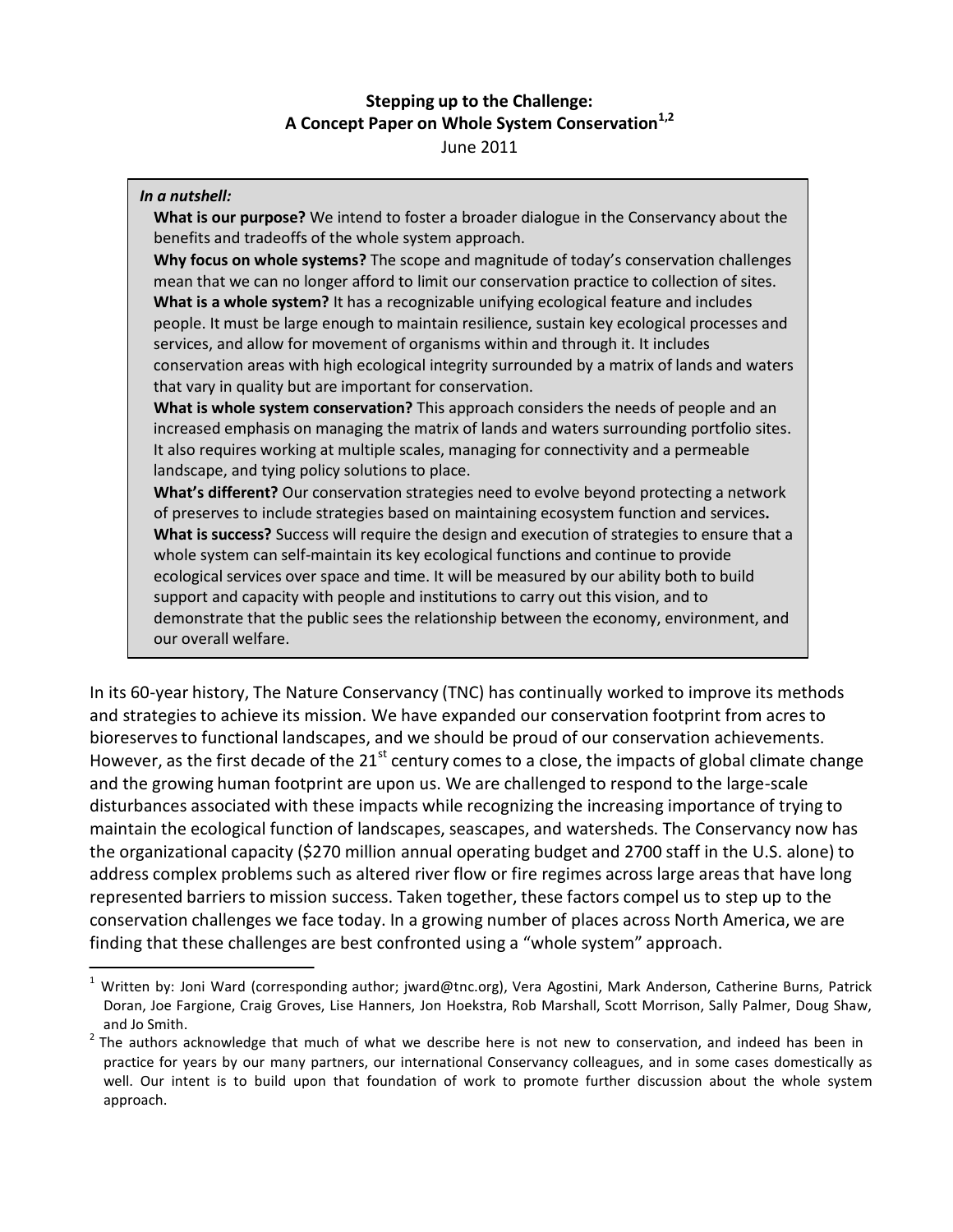# Stepping up to the Challenge: A Concept Paper on Whole System Conservation[1,2]

June 2011

> ***In a nutshell:***
>
> **What is our purpose?** We intend to foster a broader dialogue in the Conservancy about the benefits and tradeoffs of the whole system approach.
>
> **Why focus on whole systems?** The scope and magnitude of today's conservation challenges mean that we can no longer afford to limit our conservation practice to collection of sites.
>
> **What is a whole system?** It has a recognizable unifying ecological feature and includes people. It must be large enough to maintain resilience, sustain key ecological processes and services, and allow for movement of organisms within and through it. It includes conservation areas with high ecological integrity surrounded by a matrix of lands and waters that vary in quality but are important for conservation.
>
> **What is whole system conservation?** This approach considers the needs of people and an increased emphasis on managing the matrix of lands and waters surrounding portfolio sites. It also requires working at multiple scales, managing for connectivity and a permeable landscape, and tying policy solutions to place.
>
> **What's different?** Our conservation strategies need to evolve beyond protecting a network of preserves to include strategies based on maintaining ecosystem function and services**.**
>
> **What is success?** Success will require the design and execution of strategies to ensure that a whole system can self-maintain its key ecological functions and continue to provide ecological services over space and time. It will be measured by our ability both to build support and capacity with people and institutions to carry out this vision, and to demonstrate that the public sees the relationship between the economy, environment, and our overall welfare.

In its 60-year history, The Nature Conservancy (TNC) has continually worked to improve its methods and strategies to achieve its mission. We have expanded our conservation footprint from acres to bioreserves to functional landscapes, and we should be proud of our conservation achievements. However, as the first decade of the 21st century comes to a close, the impacts of global climate change and the growing human footprint are upon us. We are challenged to respond to the large-scale disturbances associated with these impacts while recognizing the increasing importance of trying to maintain the ecological function of landscapes, seascapes, and watersheds. The Conservancy now has the organizational capacity ($270 million annual operating budget and 2700 staff in the U.S. alone) to address complex problems such as altered river flow or fire regimes across large areas that have long represented barriers to mission success. Taken together, these factors compel us to step up to the conservation challenges we face today. In a growing number of places across North America, we are finding that these challenges are best confronted using a "whole system" approach.

---

[1] Written by: Joni Ward (corresponding author; jward@tnc.org), Vera Agostini, Mark Anderson, Catherine Burns, Patrick Doran, Joe Fargione, Craig Groves, Lise Hanners, Jon Hoekstra, Rob Marshall, Scott Morrison, Sally Palmer, Doug Shaw, and Jo Smith.

[2] The authors acknowledge that much of what we describe here is not new to conservation, and indeed has been in practice for years by our many partners, our international Conservancy colleagues, and in some cases domestically as well. Our intent is to build upon that foundation of work to promote further discussion about the whole system approach.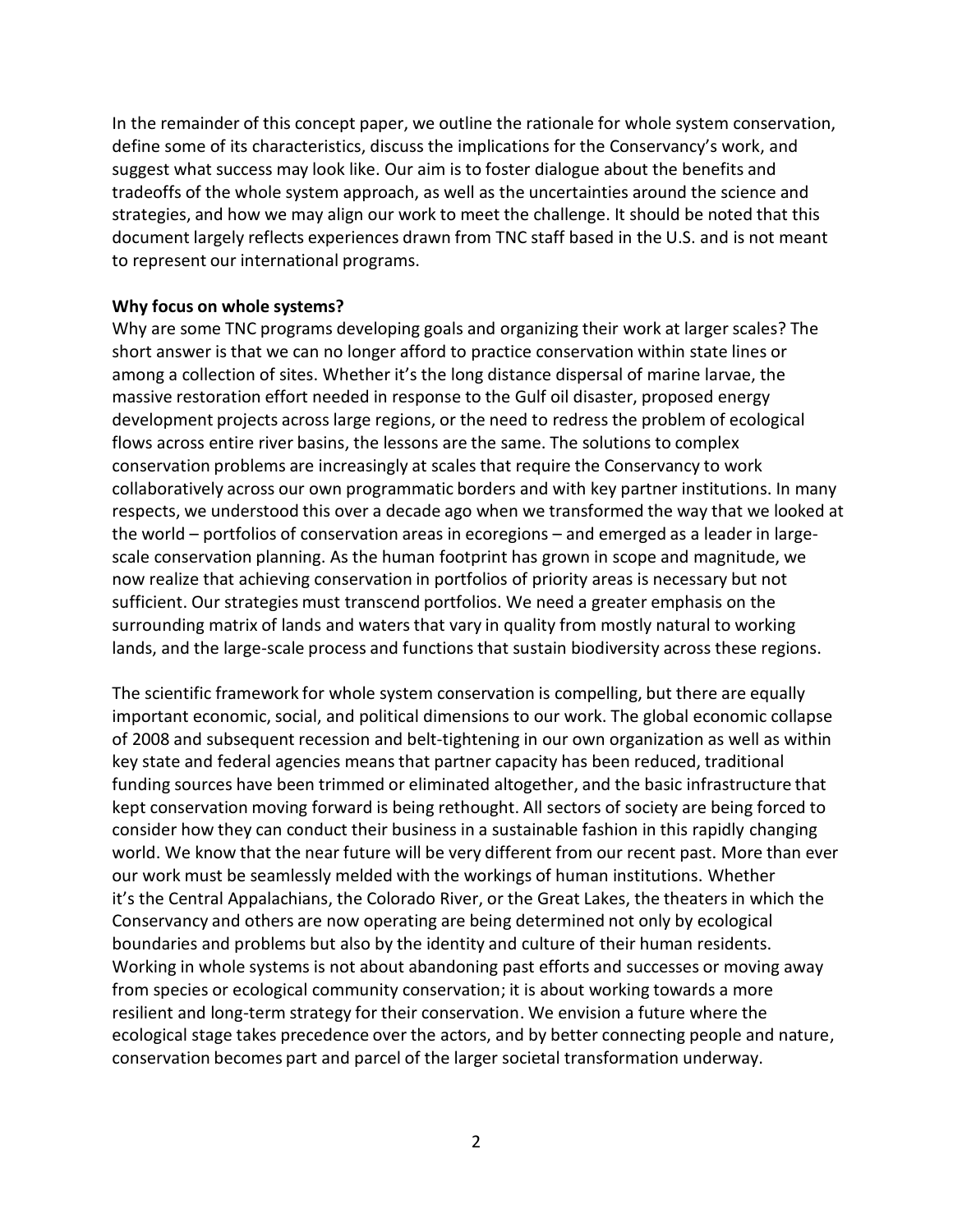In the remainder of this concept paper, we outline the rationale for whole system conservation, define some of its characteristics, discuss the implications for the Conservancy's work, and suggest what success may look like. Our aim is to foster dialogue about the benefits and tradeoffs of the whole system approach, as well as the uncertainties around the science and strategies, and how we may align our work to meet the challenge. It should be noted that this document largely reflects experiences drawn from TNC staff based in the U.S. and is not meant to represent our international programs.

**Why focus on whole systems?**

Why are some TNC programs developing goals and organizing their work at larger scales? The short answer is that we can no longer afford to practice conservation within state lines or among a collection of sites. Whether it's the long distance dispersal of marine larvae, the massive restoration effort needed in response to the Gulf oil disaster, proposed energy development projects across large regions, or the need to redress the problem of ecological flows across entire river basins, the lessons are the same. The solutions to complex conservation problems are increasingly at scales that require the Conservancy to work collaboratively across our own programmatic borders and with key partner institutions. In many respects, we understood this over a decade ago when we transformed the way that we looked at the world – portfolios of conservation areas in ecoregions – and emerged as a leader in large-scale conservation planning. As the human footprint has grown in scope and magnitude, we now realize that achieving conservation in portfolios of priority areas is necessary but not sufficient. Our strategies must transcend portfolios. We need a greater emphasis on the surrounding matrix of lands and waters that vary in quality from mostly natural to working lands, and the large-scale process and functions that sustain biodiversity across these regions.

The scientific framework for whole system conservation is compelling, but there are equally important economic, social, and political dimensions to our work. The global economic collapse of 2008 and subsequent recession and belt-tightening in our own organization as well as within key state and federal agencies means that partner capacity has been reduced, traditional funding sources have been trimmed or eliminated altogether, and the basic infrastructure that kept conservation moving forward is being rethought. All sectors of society are being forced to consider how they can conduct their business in a sustainable fashion in this rapidly changing world. We know that the near future will be very different from our recent past. More than ever our work must be seamlessly melded with the workings of human institutions. Whether it's the Central Appalachians, the Colorado River, or the Great Lakes, the theaters in which the Conservancy and others are now operating are being determined not only by ecological boundaries and problems but also by the identity and culture of their human residents. Working in whole systems is not about abandoning past efforts and successes or moving away from species or ecological community conservation; it is about working towards a more resilient and long-term strategy for their conservation. We envision a future where the ecological stage takes precedence over the actors, and by better connecting people and nature, conservation becomes part and parcel of the larger societal transformation underway.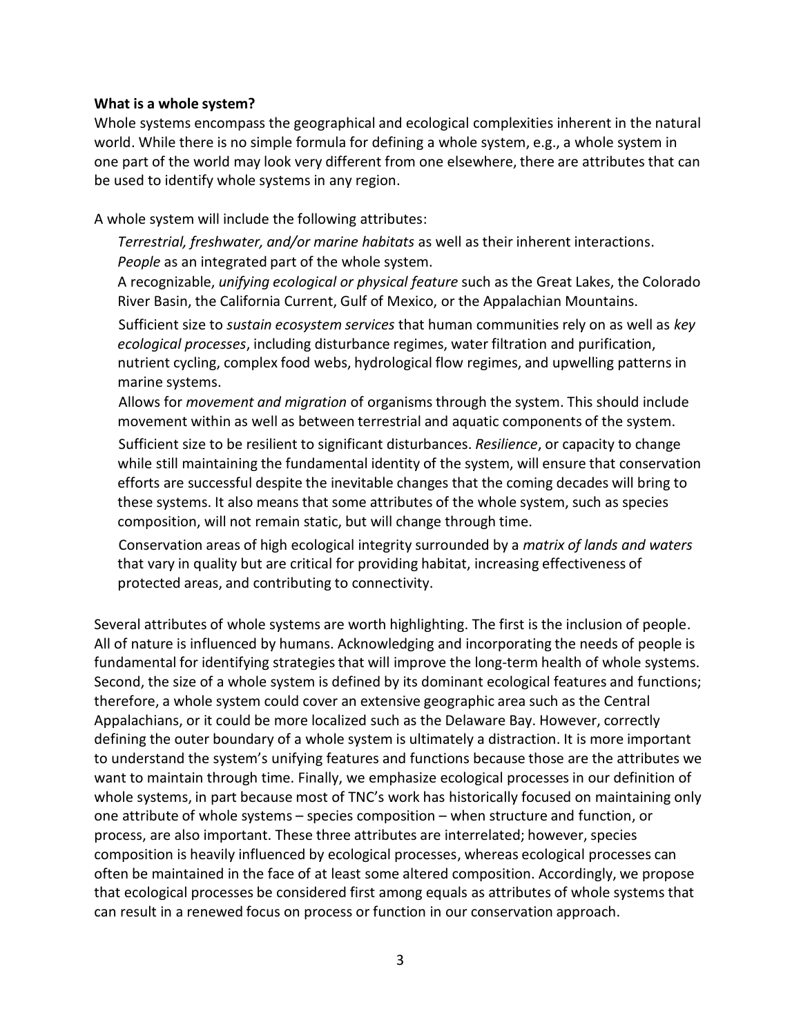**What is a whole system?**

Whole systems encompass the geographical and ecological complexities inherent in the natural world. While there is no simple formula for defining a whole system, e.g., a whole system in one part of the world may look very different from one elsewhere, there are attributes that can be used to identify whole systems in any region.

A whole system will include the following attributes:

- *Terrestrial, freshwater, and/or marine habitats* as well as their inherent interactions.
- *People* as an integrated part of the whole system.
- A recognizable, *unifying ecological or physical feature* such as the Great Lakes, the Colorado River Basin, the California Current, Gulf of Mexico, or the Appalachian Mountains.
- Sufficient size to *sustain ecosystem services* that human communities rely on as well as *key ecological processes*, including disturbance regimes, water filtration and purification, nutrient cycling, complex food webs, hydrological flow regimes, and upwelling patterns in marine systems.
- Allows for *movement and migration* of organisms through the system. This should include movement within as well as between terrestrial and aquatic components of the system.
- Sufficient size to be resilient to significant disturbances. *Resilience*, or capacity to change while still maintaining the fundamental identity of the system, will ensure that conservation efforts are successful despite the inevitable changes that the coming decades will bring to these systems. It also means that some attributes of the whole system, such as species composition, will not remain static, but will change through time.
- Conservation areas of high ecological integrity surrounded by a *matrix of lands and waters* that vary in quality but are critical for providing habitat, increasing effectiveness of protected areas, and contributing to connectivity.

Several attributes of whole systems are worth highlighting. The first is the inclusion of people. All of nature is influenced by humans. Acknowledging and incorporating the needs of people is fundamental for identifying strategies that will improve the long-term health of whole systems. Second, the size of a whole system is defined by its dominant ecological features and functions; therefore, a whole system could cover an extensive geographic area such as the Central Appalachians, or it could be more localized such as the Delaware Bay. However, correctly defining the outer boundary of a whole system is ultimately a distraction. It is more important to understand the system's unifying features and functions because those are the attributes we want to maintain through time. Finally, we emphasize ecological processes in our definition of whole systems, in part because most of TNC's work has historically focused on maintaining only one attribute of whole systems – species composition – when structure and function, or process, are also important. These three attributes are interrelated; however, species composition is heavily influenced by ecological processes, whereas ecological processes can often be maintained in the face of at least some altered composition. Accordingly, we propose that ecological processes be considered first among equals as attributes of whole systems that can result in a renewed focus on process or function in our conservation approach.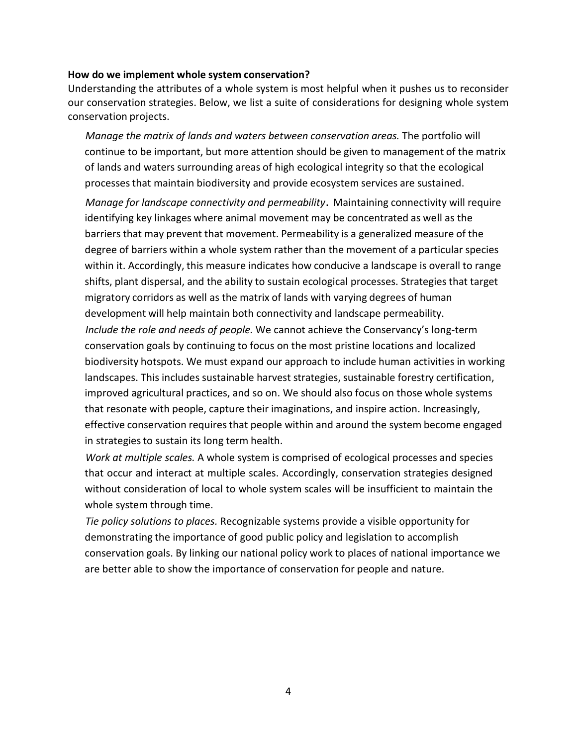**How do we implement whole system conservation?**

Understanding the attributes of a whole system is most helpful when it pushes us to reconsider our conservation strategies. Below, we list a suite of considerations for designing whole system conservation projects.

*Manage the matrix of lands and waters between conservation areas.* The portfolio will continue to be important, but more attention should be given to management of the matrix of lands and waters surrounding areas of high ecological integrity so that the ecological processes that maintain biodiversity and provide ecosystem services are sustained.

*Manage for landscape connectivity and permeability*. Maintaining connectivity will require identifying key linkages where animal movement may be concentrated as well as the barriers that may prevent that movement. Permeability is a generalized measure of the degree of barriers within a whole system rather than the movement of a particular species within it. Accordingly, this measure indicates how conducive a landscape is overall to range shifts, plant dispersal, and the ability to sustain ecological processes. Strategies that target migratory corridors as well as the matrix of lands with varying degrees of human development will help maintain both connectivity and landscape permeability.

*Include the role and needs of people.* We cannot achieve the Conservancy's long-term conservation goals by continuing to focus on the most pristine locations and localized biodiversity hotspots. We must expand our approach to include human activities in working landscapes. This includes sustainable harvest strategies, sustainable forestry certification, improved agricultural practices, and so on. We should also focus on those whole systems that resonate with people, capture their imaginations, and inspire action. Increasingly, effective conservation requires that people within and around the system become engaged in strategies to sustain its long term health.

*Work at multiple scales.* A whole system is comprised of ecological processes and species that occur and interact at multiple scales. Accordingly, conservation strategies designed without consideration of local to whole system scales will be insufficient to maintain the whole system through time.

*Tie policy solutions to places.* Recognizable systems provide a visible opportunity for demonstrating the importance of good public policy and legislation to accomplish conservation goals. By linking our national policy work to places of national importance we are better able to show the importance of conservation for people and nature.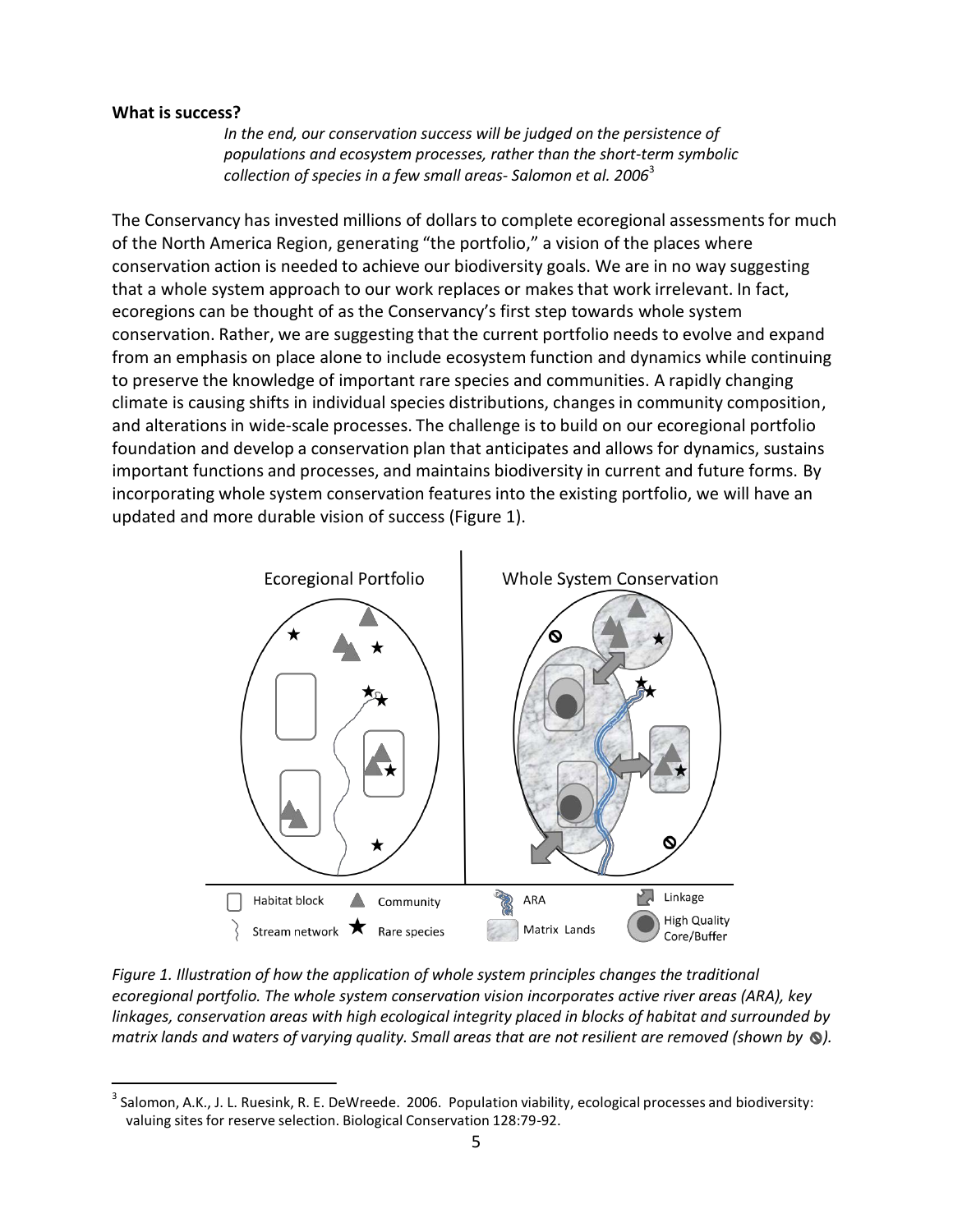**What is success?**

> *In the end, our conservation success will be judged on the persistence of populations and ecosystem processes, rather than the short-term symbolic collection of species in a few small areas- Salomon et al. 2006*[3]

The Conservancy has invested millions of dollars to complete ecoregional assessments for much of the North America Region, generating "the portfolio," a vision of the places where conservation action is needed to achieve our biodiversity goals. We are in no way suggesting that a whole system approach to our work replaces or makes that work irrelevant. In fact, ecoregions can be thought of as the Conservancy's first step towards whole system conservation. Rather, we are suggesting that the current portfolio needs to evolve and expand from an emphasis on place alone to include ecosystem function and dynamics while continuing to preserve the knowledge of important rare species and communities. A rapidly changing climate is causing shifts in individual species distributions, changes in community composition, and alterations in wide-scale processes. The challenge is to build on our ecoregional portfolio foundation and develop a conservation plan that anticipates and allows for dynamics, sustains important functions and processes, and maintains biodiversity in current and future forms. By incorporating whole system conservation features into the existing portfolio, we will have an updated and more durable vision of success (Figure 1).

*Figure 1. Illustration of how the application of whole system principles changes the traditional ecoregional portfolio. The whole system conservation vision incorporates active river areas (ARA), key linkages, conservation areas with high ecological integrity placed in blocks of habitat and surrounded by matrix lands and waters of varying quality. Small areas that are not resilient are removed (shown by ⊘).*

[3] Salomon, A.K., J. L. Ruesink, R. E. DeWreede. 2006. Population viability, ecological processes and biodiversity: valuing sites for reserve selection. Biological Conservation 128:79-92.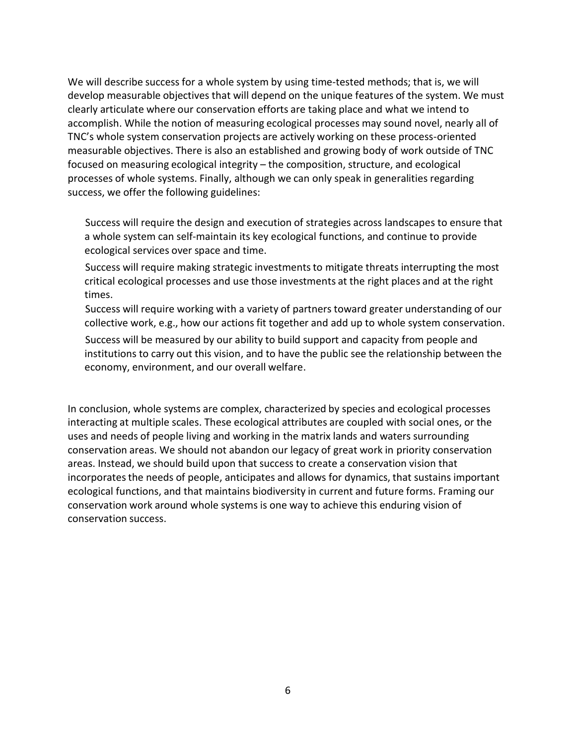We will describe success for a whole system by using time-tested methods; that is, we will develop measurable objectives that will depend on the unique features of the system. We must clearly articulate where our conservation efforts are taking place and what we intend to accomplish. While the notion of measuring ecological processes may sound novel, nearly all of TNC's whole system conservation projects are actively working on these process-oriented measurable objectives. There is also an established and growing body of work outside of TNC focused on measuring ecological integrity – the composition, structure, and ecological processes of whole systems. Finally, although we can only speak in generalities regarding success, we offer the following guidelines:

- Success will require the design and execution of strategies across landscapes to ensure that a whole system can self-maintain its key ecological functions, and continue to provide ecological services over space and time.
- Success will require making strategic investments to mitigate threats interrupting the most critical ecological processes and use those investments at the right places and at the right times.
- Success will require working with a variety of partners toward greater understanding of our collective work, e.g., how our actions fit together and add up to whole system conservation.
- Success will be measured by our ability to build support and capacity from people and institutions to carry out this vision, and to have the public see the relationship between the economy, environment, and our overall welfare.

In conclusion, whole systems are complex, characterized by species and ecological processes interacting at multiple scales. These ecological attributes are coupled with social ones, or the uses and needs of people living and working in the matrix lands and waters surrounding conservation areas. We should not abandon our legacy of great work in priority conservation areas. Instead, we should build upon that success to create a conservation vision that incorporates the needs of people, anticipates and allows for dynamics, that sustains important ecological functions, and that maintains biodiversity in current and future forms. Framing our conservation work around whole systems is one way to achieve this enduring vision of conservation success.